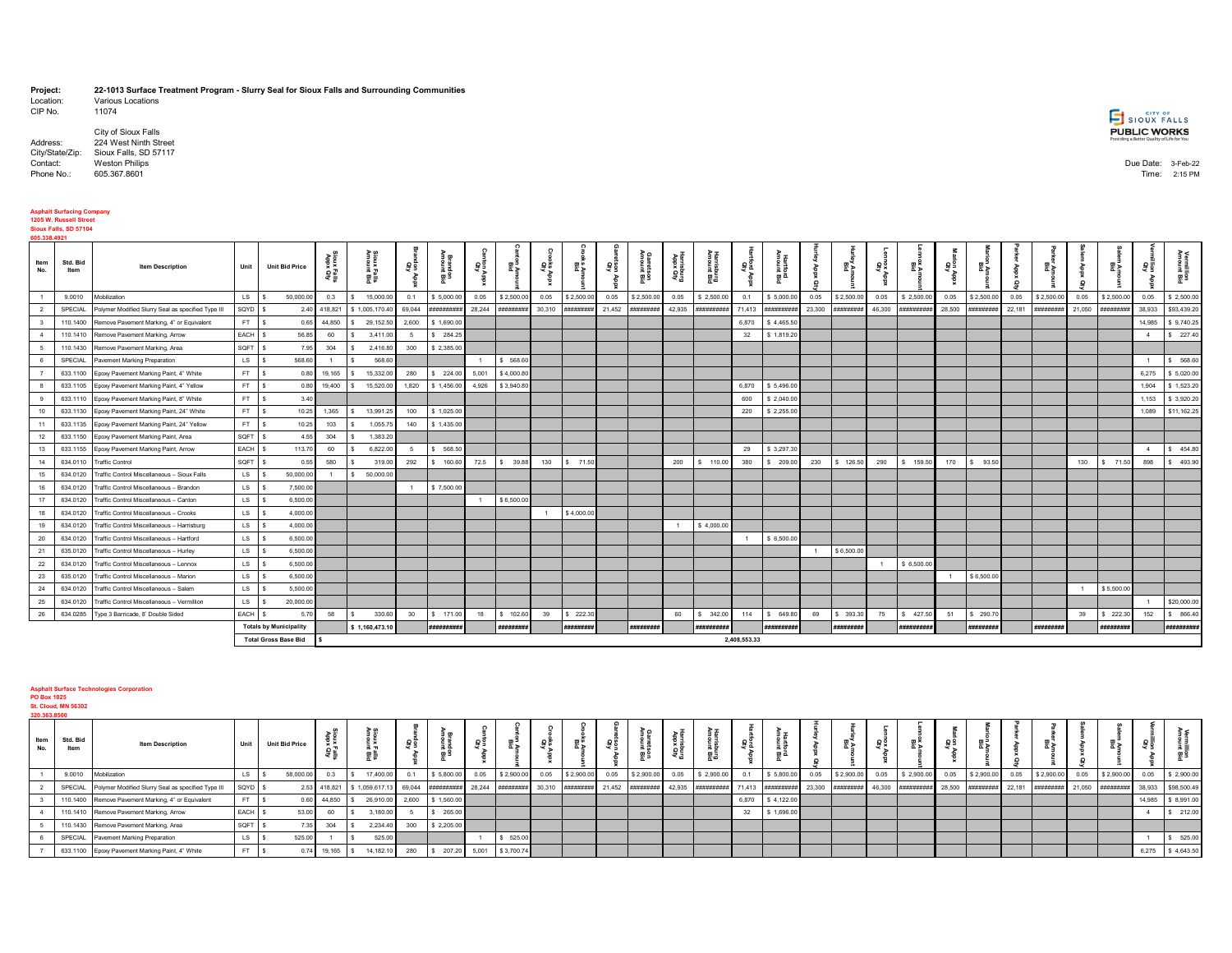**Project:** 22-1013 Surface Treatment Program - Slurry Seal for Sioux Falls and Surrounding Communities
Location: Various Locations
CIP No. 11074

City of Sioux Falls
Address: 224 West Ninth Street
City/State/Zip: Sioux Falls, SD 57117
Contact: Weston Philips
Phone No.: 605.367.8601

CITY OF SIOUX FALLS PUBLIC WORKS
Providing a Better Quality of Life for You

Due Date: 3-Feb-22
Time: 2:15 PM

**Asphalt Surfacing Company**
**1205 W. Russell Street**
**Sioux Falls, SD 57104**
**605.338.4921**

| Item No. | Std. Bid Item | Item Description | Unit | Unit Bid Price | Sioux Falls Appx Qty | Sioux Falls Amount Bid | Brandon Appx Qty | Brandon Amount Bid | Canton Appx Qty | Canton Amount Bid | Crooks Appx Qty | Crooks Amount Bid | Garretson Appx Qty | Garretson Amount Bid | Harrisburg Appx Qty | Harrisburg Amount Bid | Hartford Appx Qty | Hartford Amount Bid | Hurley Appx Qty | Hurley Amount Bid | Lennox Appx Qty | Lennox Amount Bid | Marion Appx Qty | Marion Amount Bid | Parker Appx Qty | Parker Amount Bid | Salem Appx Qty | Salem Amount Bid | Vermillion Appx Qty | Vermillion Amount Bid |
|---|---|---|---|---|---|---|---|---|---|---|---|---|---|---|---|---|---|---|---|---|---|---|---|---|---|---|---|---|---|---|
| 1 | 9.0010 | Mobilization | LS | $ 50,000.00 | 0.3 | $ 15,000.00 | 0.1 | $ 5,000.00 | 0.05 | $ 2,500.00 | 0.05 | $ 2,500.00 | 0.05 | $ 2,500.00 | 0.05 | $ 2,500.00 | 0.1 | $ 5,000.00 | 0.05 | $ 2,500.00 | 0.05 | $ 2,500.00 | 0.05 | $ 2,500.00 | 0.05 | $ 2,500.00 | 0.05 | $ 2,500.00 | 0.05 | $ 2,500.00 |
| 2 | SPECIAL | Polymer Modified Slurry Seal as specified Type III | SQYD | $ 2.40 | 418,821 | $ 1,005,170.40 | 69,044 | ########## | 28,244 | ######### | 30,310 | ######### | 21,452 | ######### | 42,935 | ########## | 71,413 | ########## | 23,300 | ######### | 46,300 | ########## | 28,500 | ######### | 22,181 | ######### | 21,050 | ######### | 38,933 | $93,439.20 |
| 3 | 110.1400 | Remove Pavement Marking, 4" or Equivalent | FT | $ 0.65 | 44,850 | $ 29,152.50 | 2,600 | $ 1,690.00 | | | | | | | | | 6,870 | $ 4,465.50 | | | | | | | | | | | 14,985 | $ 9,740.25 |
| 4 | 110.1410 | Remove Pavement Marking, Arrow | EACH | $ 56.85 | 60 | $ 3,411.00 | 5 | $ 284.25 | | | | | | | | | 32 | $ 1,819.20 | | | | | | | | | | | 4 | $ 227.40 |
| 5 | 110.1430 | Remove Pavement Marking, Area | SQFT | $ 7.95 | 304 | $ 2,416.80 | 300 | $ 2,385.00 | | | | | | | | | | | | | | | | | | | | | | |
| 6 | SPECIAL | Pavement Marking Preparation | LS | $ 568.60 | 1 | $ 568.60 | | | 1 | $ 568.60 | | | | | | | | | | | | | | | | | | | 1 | $ 568.60 |
| 7 | 633.1100 | Epoxy Pavement Marking Paint, 4" White | FT | $ 0.80 | 19,165 | $ 15,332.00 | 280 | $ 224.00 | 5,001 | $ 4,000.80 | | | | | | | | | | | | | | | | | | | 6,275 | $ 5,020.00 |
| 8 | 633.1105 | Epoxy Pavement Marking Paint, 4" Yellow | FT | $ 0.80 | 19,400 | $ 15,520.00 | 1,820 | $ 1,456.00 | 4,926 | $ 3,940.80 | | | | | | | 6,870 | $ 5,496.00 | | | | | | | | | | | 1,904 | $ 1,523.20 |
| 9 | 633.1110 | Epoxy Pavement Marking Paint, 8" White | FT | $ 3.40 | | | | | | | | | | | | | 600 | $ 2,040.00 | | | | | | | | | | | 1,153 | $ 3,920.20 |
| 10 | 633.1130 | Epoxy Pavement Marking Paint, 24" White | FT | $ 10.25 | 1,365 | $ 13,991.25 | 100 | $ 1,025.00 | | | | | | | | | 220 | $ 2,255.00 | | | | | | | | | | | 1,089 | $11,162.25 |
| 11 | 633.1135 | Epoxy Pavement Marking Paint, 24" Yellow | FT | $ 10.25 | 103 | $ 1,055.75 | 140 | $ 1,435.00 | | | | | | | | | | | | | | | | | | | | | | |
| 12 | 633.1150 | Epoxy Pavement Marking Paint, Area | SQFT | $ 4.55 | 304 | $ 1,383.20 | | | | | | | | | | | | | | | | | | | | | | | | |
| 13 | 633.1155 | Epoxy Pavement Marking Paint, Arrow | EACH | $ 113.70 | 60 | $ 6,822.00 | 5 | $ 568.50 | | | | | | | | | 29 | $ 3,297.30 | | | | | | | | | | | 4 | $ 454.80 |
| 14 | 634.0110 | Traffic Control | SQFT | $ 0.55 | 580 | $ 319.00 | 292 | $ 160.60 | 72.5 | $ 39.88 | 130 | $ 71.50 | | | 200 | $ 110.00 | 380 | $ 209.00 | 230 | $ 126.50 | 290 | $ 159.50 | 170 | $ 93.50 | | | 130 | $ 71.50 | 898 | $ 493.90 |
| 15 | 634.0120 | Traffic Control Miscellaneous – Sioux Falls | LS | $ 50,000.00 | 1 | $ 50,000.00 | | | | | | | | | | | | | | | | | | | | | | | | |
| 16 | 634.0120 | Traffic Control Miscellaneous – Brandon | LS | $ 7,500.00 | | | 1 | $ 7,500.00 | | | | | | | | | | | | | | | | | | | | | | |
| 17 | 634.0120 | Traffic Control Miscellaneous – Canton | LS | $ 6,500.00 | | | | | 1 | $ 6,500.00 | | | | | | | | | | | | | | | | | | | | |
| 18 | 634.0120 | Traffic Control Miscellaneous – Crooks | LS | $ 4,000.00 | | | | | | | 1 | $ 4,000.00 | | | | | | | | | | | | | | | | | | |
| 19 | 634.0120 | Traffic Control Miscellaneous – Harrisburg | LS | $ 4,000.00 | | | | | | | | | | | 1 | $ 4,000.00 | | | | | | | | | | | | | | |
| 20 | 634.0120 | Traffic Control Miscellaneous – Hartford | LS | $ 6,500.00 | | | | | | | | | | | | | 1 | $ 6,500.00 | | | | | | | | | | | | |
| 21 | 635.0120 | Traffic Control Miscellaneous – Hurley | LS | $ 6,500.00 | | | | | | | | | | | | | | | 1 | $ 6,500.00 | | | | | | | | | | |
| 22 | 634.0120 | Traffic Control Miscellaneous – Lennox | LS | $ 6,500.00 | | | | | | | | | | | | | | | | | 1 | $ 6,500.00 | | | | | | | | |
| 23 | 635.0120 | Traffic Control Miscellaneous – Marion | LS | $ 6,500.00 | | | | | | | | | | | | | | | | | | | 1 | $ 6,500.00 | | | | | | |
| 24 | 634.0120 | Traffic Control Miscellaneous – Salem | LS | $ 5,500.00 | | | | | | | | | | | | | | | | | | | | | | | 1 | $ 5,500.00 | | |
| 25 | 634.0120 | Traffic Control Miscellaneous – Vermillion | LS | $ 20,000.00 | | | | | | | | | | | | | | | | | | | | | | | | | 1 | $20,000.00 |
| 26 | 634.0285 | Type 3 Barricade, 8' Double Sided | EACH | $ 5.70 | 58 | $ 330.60 | 30 | $ 171.00 | 18 | $ 102.60 | 39 | $ 222.30 | | | 60 | $ 342.00 | 114 | $ 649.80 | 69 | $ 393.30 | 75 | $ 427.50 | 51 | $ 290.70 | | | 39 | $ 222.30 | 152 | $ 866.40 |
| | | | Totals by Municipality | | | $ 1,160,473.10 | | ########## | | ######### | | ######### | | ######### | | ########## | | ########## | | ######### | | ########## | | ######### | | ######### | | ######### | | ########## |
| | | | Total Gross Base Bid | $ | | | | | | | | | | | | 2,408,553.33 | | | | | | | | | | | | | | |

**Asphalt Surface Technologies Corporation**
**PO Box 1025**
**St. Cloud, MN 56302**
**320.363.8500**

| Item No. | Std. Bid Item | Item Description | Unit | Unit Bid Price | Sioux Falls Appx Qty | Sioux Falls Amount Bid | Brandon Appx Qty | Brandon Amount Bid | Canton Appx Qty | Canton Amount Bid | Crooks Appx Qty | Crooks Amount Bid | Garretson Appx Qty | Garretson Amount Bid | Harrisburg Appx Qty | Harrisburg Amount Bid | Hartford Appx Qty | Hartford Amount Bid | Hurley Appx Qty | Hurley Amount Bid | Lennox Appx Qty | Lennox Amount Bid | Marion Appx Qty | Marion Amount Bid | Parker Appx Qty | Parker Amount Bid | Salem Appx Qty | Salem Amount Bid | Vermillion Appx Qty | Vermillion Amount Bid |
|---|---|---|---|---|---|---|---|---|---|---|---|---|---|---|---|---|---|---|---|---|---|---|---|---|---|---|---|---|---|---|
| 1 | 9.0010 | Mobilization | LS | $ 58,000.00 | 0.3 | $ 17,400.00 | 0.1 | $ 5,800.00 | 0.05 | $ 2,900.00 | 0.05 | $ 2,900.00 | 0.05 | $ 2,900.00 | 0.05 | $ 2,900.00 | 0.1 | $ 5,800.00 | 0.05 | $ 2,900.00 | 0.05 | $ 2,900.00 | 0.05 | $ 2,900.00 | 0.05 | $ 2,900.00 | 0.05 | $ 2,900.00 | 0.05 | $ 2,900.00 |
| 2 | SPECIAL | Polymer Modified Slurry Seal as specified Type III | SQYD | $ 2.53 | 418,821 | $ 1,059,617.13 | 69,044 | ########## | 28,244 | ######### | 30,310 | ######### | 21,452 | ######### | 42,935 | ########## | 71,413 | ########## | 23,300 | ######### | 46,300 | ########## | 28,500 | ######### | 22,181 | ######### | 21,050 | ######### | 38,933 | $98,500.49 |
| 3 | 110.1400 | Remove Pavement Marking, 4" or Equivalent | FT | $ 0.60 | 44,850 | $ 26,910.00 | 2,600 | $ 1,560.00 | | | | | | | | | 6,870 | $ 4,122.00 | | | | | | | | | | | 14,985 | $ 8,991.00 |
| 4 | 110.1410 | Remove Pavement Marking, Arrow | EACH | $ 53.00 | 60 | $ 3,180.00 | 5 | $ 265.00 | | | | | | | | | 32 | $ 1,696.00 | | | | | | | | | | | 4 | $ 212.00 |
| 5 | 110.1430 | Remove Pavement Marking, Area | SQFT | $ 7.35 | 304 | $ 2,234.40 | 300 | $ 2,205.00 | | | | | | | | | | | | | | | | | | | | | | |
| 6 | SPECIAL | Pavement Marking Preparation | LS | $ 525.00 | 1 | $ 525.00 | | | 1 | $ 525.00 | | | | | | | | | | | | | | | | | | | 1 | $ 525.00 |
| 7 | 633.1100 | Epoxy Pavement Marking Paint, 4" White | FT | $ 0.74 | 19,165 | $ 14,182.10 | 280 | $ 207.20 | 5,001 | $ 3,700.74 | | | | | | | | | | | | | | | | | | | 6,275 | $ 4,643.50 |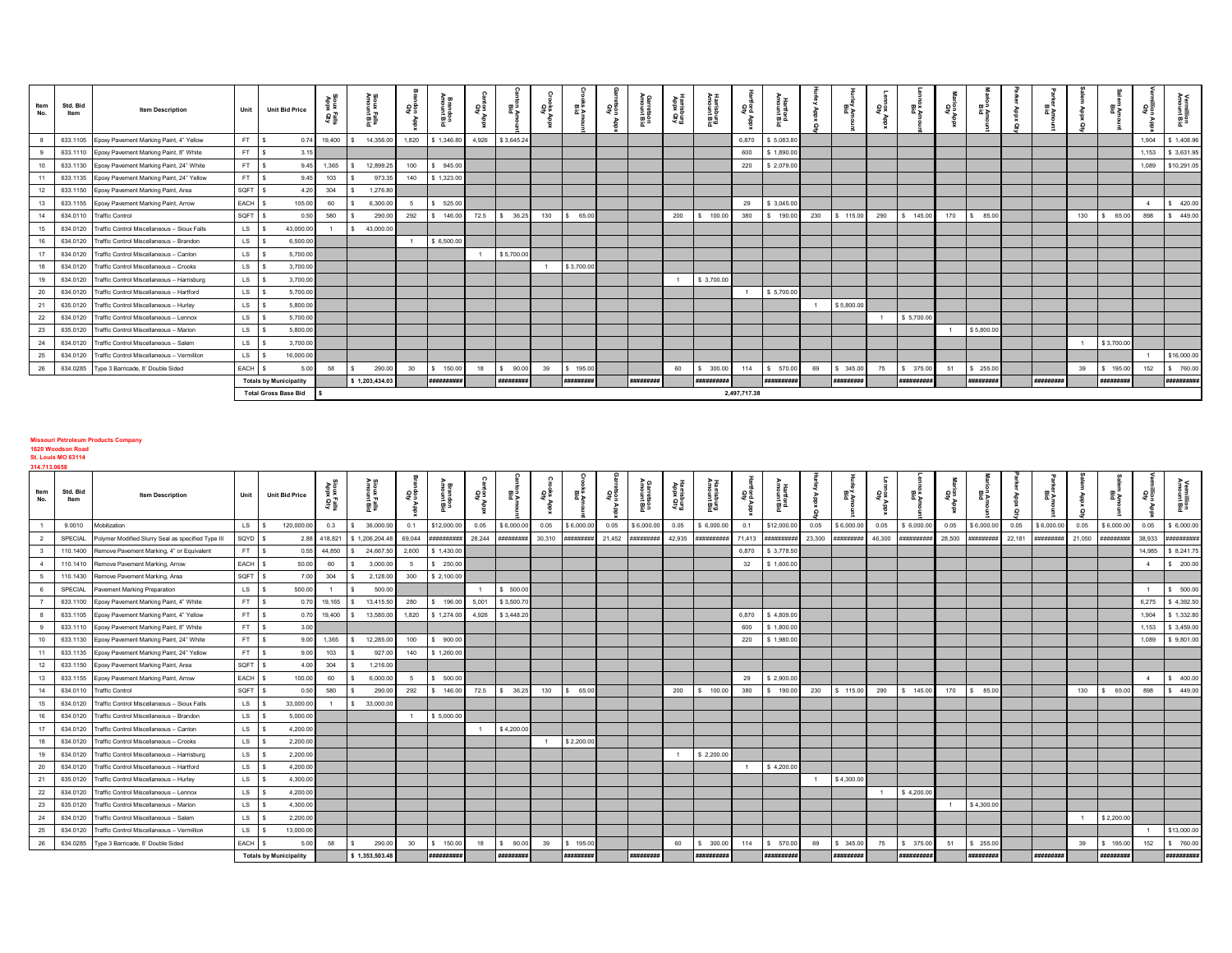| Item No. | Std. Bid Item | Item Description | Unit | Unit Bid Price | Sioux Falls Appx Qty | Sioux Falls Amount Bid | Brandon Appx Qty | Brandon Amount Bid | Canton Appx Qty | Canton Amount Bid | Crooks Appx Qty | Crooks Amount Bid | Garretson Appx Qty | Garretson Amount Bid | Harrisburg Appx Qty | Harrisburg Amount Bid | Hartford Appx Qty | Hartford Amount Bid | Hurley Appx Qty | Hurley Amount Bid | Lennox Appx Qty | Lennox Amount Bid | Marion Appx Qty | Marion Amount Bid | Parker Appx Qty | Parker Amount Bid | Salem Appx Qty | Salem Amount Bid | Vermillion Appx Qty | Vermillion Amount Bid |
|---|---|---|---|---|---|---|---|---|---|---|---|---|---|---|---|---|---|---|---|---|---|---|---|---|---|---|---|---|---|---|
| 8 | 633.1105 | Epoxy Pavement Marking Paint, 4" Yellow | FT | $ 0.74 | 19,400 | $ 14,356.00 | 1,820 | $ 1,346.80 | 4,926 | $ 3,645.24 | | | | | | | 6,870 | $ 5,083.80 | | | | | | | | | | | 1,904 | $ 1,408.96 |
| 9 | 633.1110 | Epoxy Pavement Marking Paint, 8" White | FT | $ 3.15 | | | | | | | | | | | | | 600 | $ 1,890.00 | | | | | | | | | | | 1,153 | $ 3,631.95 |
| 10 | 633.1130 | Epoxy Pavement Marking Paint, 24" White | FT | $ 9.45 | 1,365 | $ 12,899.25 | 100 | $ 945.00 | | | | | | | | | 220 | $ 2,079.00 | | | | | | | | | | | 1,089 | $10,291.05 |
| 11 | 633.1135 | Epoxy Pavement Marking Paint, 24" Yellow | FT | $ 9.45 | 103 | $ 973.35 | 140 | $ 1,323.00 | | | | | | | | | | | | | | | | | | | | | | |
| 12 | 633.1150 | Epoxy Pavement Marking Paint, Area | SQFT | $ 4.20 | 304 | $ 1,276.80 | | | | | | | | | | | | | | | | | | | | | | | | |
| 13 | 633.1155 | Epoxy Pavement Marking Paint, Arrow | EACH | $ 105.00 | 60 | $ 6,300.00 | 5 | $ 525.00 | | | | | | | | | 29 | $ 3,045.00 | | | | | | | | | | | 4 | $ 420.00 |
| 14 | 634.0110 | Traffic Control | SQFT | $ 0.50 | 580 | $ 290.00 | 292 | $ 146.00 | 72.5 | $ 36.25 | 130 | $ 65.00 | | | 200 | $ 100.00 | 380 | $ 190.00 | 230 | $ 115.00 | 290 | $ 145.00 | 170 | $ 85.00 | | | 130 | $ 65.00 | 898 | $ 449.00 |
| 15 | 634.0120 | Traffic Control Miscellaneous – Sioux Falls | LS | $ 43,000.00 | 1 | $ 43,000.00 | | | | | | | | | | | | | | | | | | | | | | | | |
| 16 | 634.0120 | Traffic Control Miscellaneous – Brandon | LS | $ 6,500.00 | | | 1 | $ 6,500.00 | | | | | | | | | | | | | | | | | | | | | | |
| 17 | 634.0120 | Traffic Control Miscellaneous – Canton | LS | $ 5,700.00 | | | | | 1 | $ 5,700.00 | | | | | | | | | | | | | | | | | | | | |
| 18 | 634.0120 | Traffic Control Miscellaneous – Crooks | LS | $ 3,700.00 | | | | | | | 1 | $ 3,700.00 | | | | | | | | | | | | | | | | | | |
| 19 | 634.0120 | Traffic Control Miscellaneous – Harrisburg | LS | $ 3,700.00 | | | | | | | | | | | 1 | $ 3,700.00 | | | | | | | | | | | | | | |
| 20 | 634.0120 | Traffic Control Miscellaneous – Hartford | LS | $ 5,700.00 | | | | | | | | | | | | | 1 | $ 5,700.00 | | | | | | | | | | | | |
| 21 | 635.0120 | Traffic Control Miscellaneous – Hurley | LS | $ 5,800.00 | | | | | | | | | | | | | | | 1 | $ 5,800.00 | | | | | | | | | | |
| 22 | 634.0120 | Traffic Control Miscellaneous – Lennox | LS | $ 5,700.00 | | | | | | | | | | | | | | | | | 1 | $ 5,700.00 | | | | | | | | |
| 23 | 635.0120 | Traffic Control Miscellaneous – Marion | LS | $ 5,800.00 | | | | | | | | | | | | | | | | | | | 1 | $ 5,800.00 | | | | | | |
| 24 | 634.0120 | Traffic Control Miscellaneous – Salem | LS | $ 3,700.00 | | | | | | | | | | | | | | | | | | | | | | | 1 | $ 3,700.00 | | |
| 25 | 634.0120 | Traffic Control Miscellaneous – Vermillion | LS | $ 16,000.00 | | | | | | | | | | | | | | | | | | | | | | | | | 1 | $16,000.00 |
| 26 | 634.0285 | Type 3 Barricade, 8' Double Sided | EACH | $ 5.00 | 58 | $ 290.00 | 30 | $ 150.00 | 18 | $ 90.00 | 39 | $ 195.00 | | | 60 | $ 300.00 | 114 | $ 570.00 | 69 | $ 345.00 | 75 | $ 375.00 | 51 | $ 255.00 | | | 39 | $ 195.00 | 152 | $ 760.00 |
| | | | Totals by Municipality | | | $ 1,203,434.03 | | ########## | | ######### | | ######### | | ######### | | ########## | | ########## | | ######### | | ########## | | ######### | | ######### | | ######### | | ########## |
| | | | Total Gross Base Bid | $ | | | | | | | | | | | | | 2,497,717.38 | | | | | | | | | | | | | |

**Missouri Petroleum Products Company**
**1620 Woodson Road**
**St. Louis MO 63114**
**314.713.0658**

| Item No. | Std. Bid Item | Item Description | Unit | Unit Bid Price | Sioux Falls Appx Qty | Sioux Falls Amount Bid | Brandon Appx Qty | Brandon Amount Bid | Canton Appx Qty | Canton Amount Bid | Crooks Appx Qty | Crooks Amount Bid | Garretson Appx Qty | Garretson Amount Bid | Harrisburg Appx Qty | Harrisburg Amount Bid | Hartford Appx Qty | Hartford Amount Bid | Hurley Appx Qty | Hurley Amount Bid | Lennox Appx Qty | Lennox Amount Bid | Marion Appx Qty | Marion Amount Bid | Parker Appx Qty | Parker Amount Bid | Salem Appx Qty | Salem Amount Bid | Vermillion Appx Qty | Vermillion Amount Bid |
|---|---|---|---|---|---|---|---|---|---|---|---|---|---|---|---|---|---|---|---|---|---|---|---|---|---|---|---|---|---|---|
| 1 | 9.0010 | Mobilization | LS | $ 120,000.00 | 0.3 | $ 36,000.00 | 0.1 | $12,000.00 | 0.05 | $ 6,000.00 | 0.05 | $ 6,000.00 | 0.05 | $ 6,000.00 | 0.05 | $ 6,000.00 | 0.1 | $12,000.00 | 0.05 | $ 6,000.00 | 0.05 | $ 6,000.00 | 0.05 | $ 6,000.00 | 0.05 | $ 6,000.00 | 0.05 | $ 6,000.00 | 0.05 | $ 6,000.00 |
| 2 | SPECIAL | Polymer Modified Slurry Seal as specified Type III | SQYD | $ 2.88 | 418,821 | $ 1,206,204.48 | 69,044 | ########## | 28,244 | ######### | 30,310 | ######### | 21,452 | ######### | 42,935 | ########## | 71,413 | ########## | 23,300 | ######### | 46,300 | ########## | 28,500 | ######### | 22,181 | ######### | 21,050 | ######### | 38,933 | ########## |
| 3 | 110.1400 | Remove Pavement Marking, 4" or Equivalent | FT | $ 0.55 | 44,850 | $ 24,667.50 | 2,600 | $ 1,430.00 | | | | | | | | | 6,870 | $ 3,778.50 | | | | | | | | | | | 14,985 | $ 8,241.75 |
| 4 | 110.1410 | Remove Pavement Marking, Arrow | EACH | $ 50.00 | 60 | $ 3,000.00 | 5 | $ 250.00 | | | | | | | | | 32 | $ 1,600.00 | | | | | | | | | | | 4 | $ 200.00 |
| 5 | 110.1430 | Remove Pavement Marking, Area | SQFT | $ 7.00 | 304 | $ 2,128.00 | 300 | $ 2,100.00 | | | | | | | | | | | | | | | | | | | | | | |
| 6 | SPECIAL | Pavement Marking Preparation | LS | $ 500.00 | 1 | $ 500.00 | | | 1 | $ 500.00 | | | | | | | | | | | | | | | | | | | 1 | $ 500.00 |
| 7 | 633.1100 | Epoxy Pavement Marking Paint, 4" White | FT | $ 0.70 | 19,165 | $ 13,415.50 | 280 | $ 196.00 | 5,001 | $ 3,500.70 | | | | | | | | | | | | | | | | | | | 6,275 | $ 4,392.50 |
| 8 | 633.1105 | Epoxy Pavement Marking Paint, 4" Yellow | FT | $ 0.70 | 19,400 | $ 13,580.00 | 1,820 | $ 1,274.00 | 4,926 | $ 3,448.20 | | | | | | | 6,870 | $ 4,809.00 | | | | | | | | | | | 1,904 | $ 1,332.80 |
| 9 | 633.1110 | Epoxy Pavement Marking Paint, 8" White | FT | $ 3.00 | | | | | | | | | | | | | 600 | $ 1,800.00 | | | | | | | | | | | 1,153 | $ 3,459.00 |
| 10 | 633.1130 | Epoxy Pavement Marking Paint, 24" White | FT | $ 9.00 | 1,365 | $ 12,285.00 | 100 | $ 900.00 | | | | | | | | | 220 | $ 1,980.00 | | | | | | | | | | | 1,089 | $ 9,801.00 |
| 11 | 633.1135 | Epoxy Pavement Marking Paint, 24" Yellow | FT | $ 9.00 | 103 | $ 927.00 | 140 | $ 1,260.00 | | | | | | | | | | | | | | | | | | | | | | |
| 12 | 633.1150 | Epoxy Pavement Marking Paint, Area | SQFT | $ 4.00 | 304 | $ 1,216.00 | | | | | | | | | | | | | | | | | | | | | | | | |
| 13 | 633.1155 | Epoxy Pavement Marking Paint, Arrow | EACH | $ 100.00 | 60 | $ 6,000.00 | 5 | $ 500.00 | | | | | | | | | 29 | $ 2,900.00 | | | | | | | | | | | 4 | $ 400.00 |
| 14 | 634.0110 | Traffic Control | SQFT | $ 0.50 | 580 | $ 290.00 | 292 | $ 146.00 | 72.5 | $ 36.25 | 130 | $ 65.00 | | | 200 | $ 100.00 | 380 | $ 190.00 | 230 | $ 115.00 | 290 | $ 145.00 | 170 | $ 85.00 | | | 130 | $ 65.00 | 898 | $ 449.00 |
| 15 | 634.0120 | Traffic Control Miscellaneous – Sioux Falls | LS | $ 33,000.00 | 1 | $ 33,000.00 | | | | | | | | | | | | | | | | | | | | | | | | |
| 16 | 634.0120 | Traffic Control Miscellaneous – Brandon | LS | $ 5,000.00 | | | 1 | $ 5,000.00 | | | | | | | | | | | | | | | | | | | | | | |
| 17 | 634.0120 | Traffic Control Miscellaneous – Canton | LS | $ 4,200.00 | | | | | 1 | $ 4,200.00 | | | | | | | | | | | | | | | | | | | | |
| 18 | 634.0120 | Traffic Control Miscellaneous – Crooks | LS | $ 2,200.00 | | | | | | | 1 | $ 2,200.00 | | | | | | | | | | | | | | | | | | |
| 19 | 634.0120 | Traffic Control Miscellaneous – Harrisburg | LS | $ 2,200.00 | | | | | | | | | | | 1 | $ 2,200.00 | | | | | | | | | | | | | | |
| 20 | 634.0120 | Traffic Control Miscellaneous – Hartford | LS | $ 4,200.00 | | | | | | | | | | | | | 1 | $ 4,200.00 | | | | | | | | | | | | |
| 21 | 635.0120 | Traffic Control Miscellaneous – Hurley | LS | $ 4,300.00 | | | | | | | | | | | | | | | 1 | $ 4,300.00 | | | | | | | | | | |
| 22 | 634.0120 | Traffic Control Miscellaneous – Lennox | LS | $ 4,200.00 | | | | | | | | | | | | | | | | | 1 | $ 4,200.00 | | | | | | | | |
| 23 | 635.0120 | Traffic Control Miscellaneous – Marion | LS | $ 4,300.00 | | | | | | | | | | | | | | | | | | | 1 | $ 4,300.00 | | | | | | |
| 24 | 634.0120 | Traffic Control Miscellaneous – Salem | LS | $ 2,200.00 | | | | | | | | | | | | | | | | | | | | | | | 1 | $ 2,200.00 | | |
| 25 | 634.0120 | Traffic Control Miscellaneous – Vermillion | LS | $ 13,000.00 | | | | | | | | | | | | | | | | | | | | | | | | | 1 | $13,000.00 |
| 26 | 634.0285 | Type 3 Barricade, 8' Double Sided | EACH | $ 5.00 | 58 | $ 290.00 | 30 | $ 150.00 | 18 | $ 90.00 | 39 | $ 195.00 | | | 60 | $ 300.00 | 114 | $ 570.00 | 69 | $ 345.00 | 75 | $ 375.00 | 51 | $ 255.00 | | | 39 | $ 195.00 | 152 | $ 760.00 |
| | | | Totals by Municipality | | | $ 1,353,503.48 | | ########## | | ######### | | ######### | | ######### | | ########## | | ########## | | ######### | | ########## | | ######### | | ######### | | ######### | | ########## |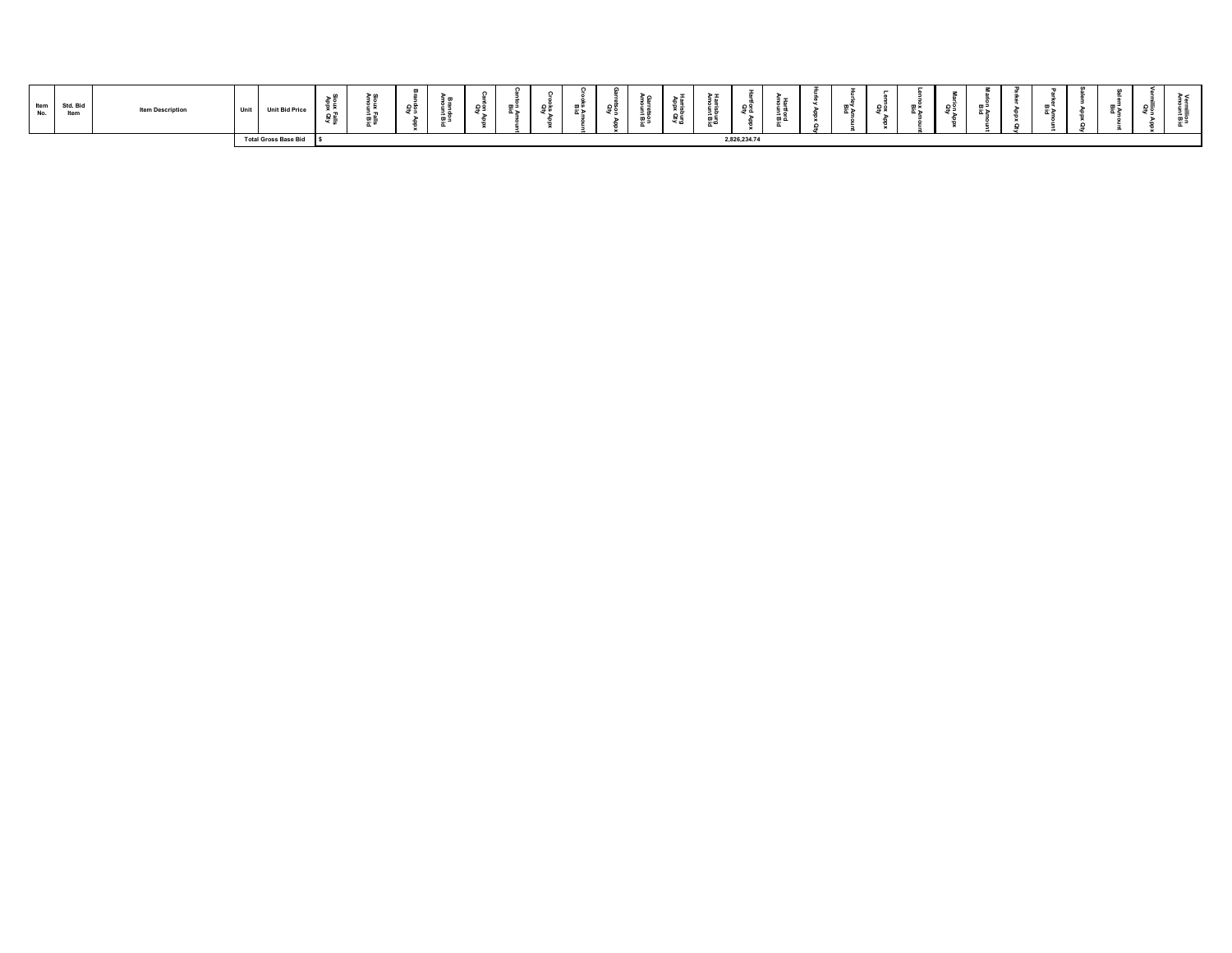| Item No. | Std. Bid Item | Item Description | Unit | Unit Bid Price | Sioux Falls Appx Qty | Sioux Falls Amount Bid | Brandon Appx Qty | Brandon Amount Bid | Canton Appx Qty | Canton Amount Bid | Crooks Appx Qty | Crooks Amount Bid | Garretson Appx Qty | Garretson Amount Bid | Harrisburg Appx Qty | Harrisburg Amount Bid | Hartford Appx Qty | Hartford Amount Bid | Hurley Appx Qty | Hurley Amount Bid | Lennox Appx Qty | Lennox Amount Bid | Marion Appx Qty | Marion Amount Bid | Parker Appx Qty | Parker Amount Bid | Salem Appx Qty | Salem Amount Bid | Vermillion Appx Qty | Vermillion Amount Bid |
|---|---|---|---|---|---|---|---|---|---|---|---|---|---|---|---|---|---|---|---|---|---|---|---|---|---|---|---|---|---|---|
| | | | Total Gross Base Bid | $ | | | | | | | | | | | | | 2,826,234.74 | | | | | | | | | | | | | |